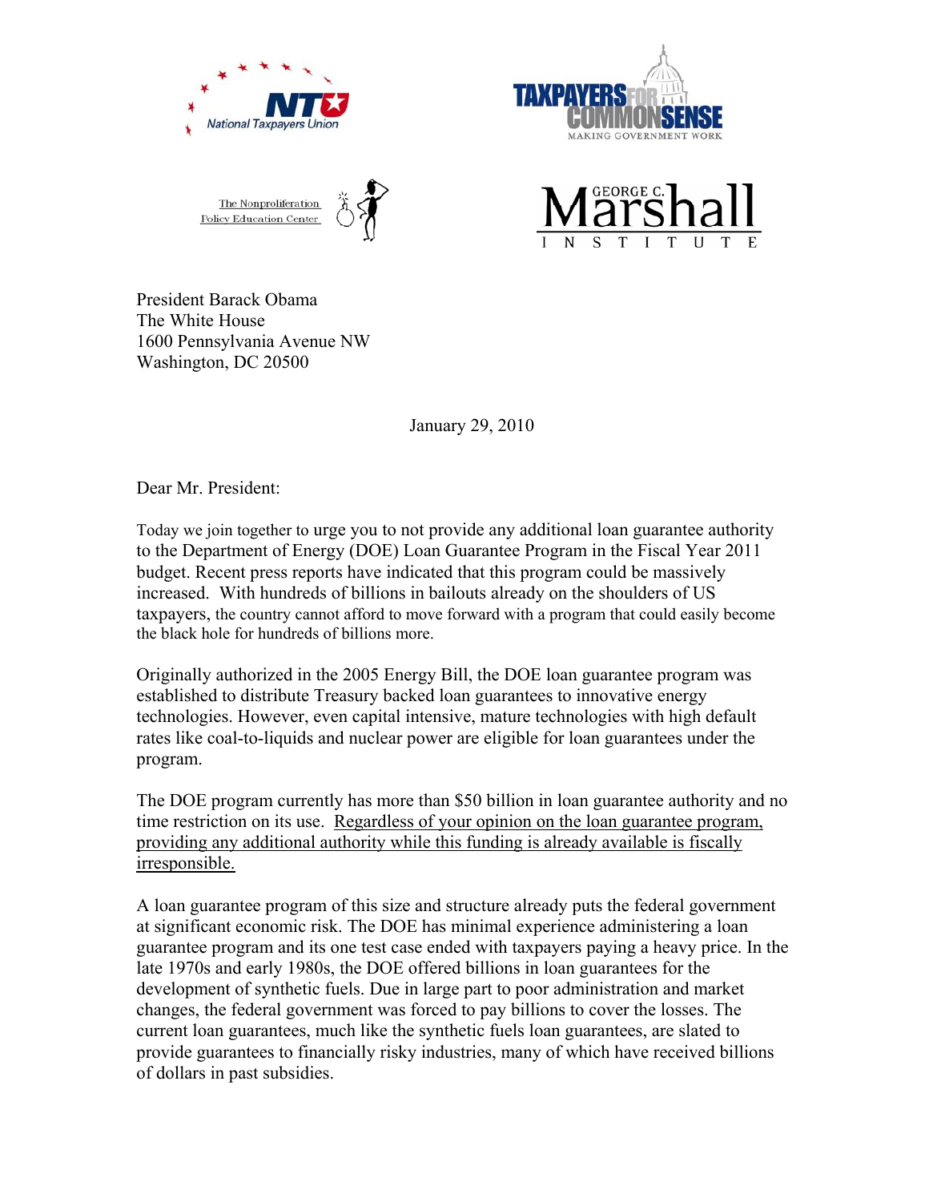National Taxpayers Union

Taxpayers for Common Sense
MAKING GOVERNMENT WORK

The Nonproliferation Policy Education Center

George C. Marshall Institute

President Barack Obama
The White House
1600 Pennsylvania Avenue NW
Washington, DC 20500

January 29, 2010

Dear Mr. President:

Today we join together to urge you to not provide any additional loan guarantee authority to the Department of Energy (DOE) Loan Guarantee Program in the Fiscal Year 2011 budget. Recent press reports have indicated that this program could be massively increased. With hundreds of billions in bailouts already on the shoulders of US taxpayers, the country cannot afford to move forward with a program that could easily become the black hole for hundreds of billions more.

Originally authorized in the 2005 Energy Bill, the DOE loan guarantee program was established to distribute Treasury backed loan guarantees to innovative energy technologies. However, even capital intensive, mature technologies with high default rates like coal-to-liquids and nuclear power are eligible for loan guarantees under the program.

The DOE program currently has more than $50 billion in loan guarantee authority and no time restriction on its use. <u>Regardless of your opinion on the loan guarantee program, providing any additional authority while this funding is already available is fiscally irresponsible.</u>

A loan guarantee program of this size and structure already puts the federal government at significant economic risk. The DOE has minimal experience administering a loan guarantee program and its one test case ended with taxpayers paying a heavy price. In the late 1970s and early 1980s, the DOE offered billions in loan guarantees for the development of synthetic fuels. Due in large part to poor administration and market changes, the federal government was forced to pay billions to cover the losses. The current loan guarantees, much like the synthetic fuels loan guarantees, are slated to provide guarantees to financially risky industries, many of which have received billions of dollars in past subsidies.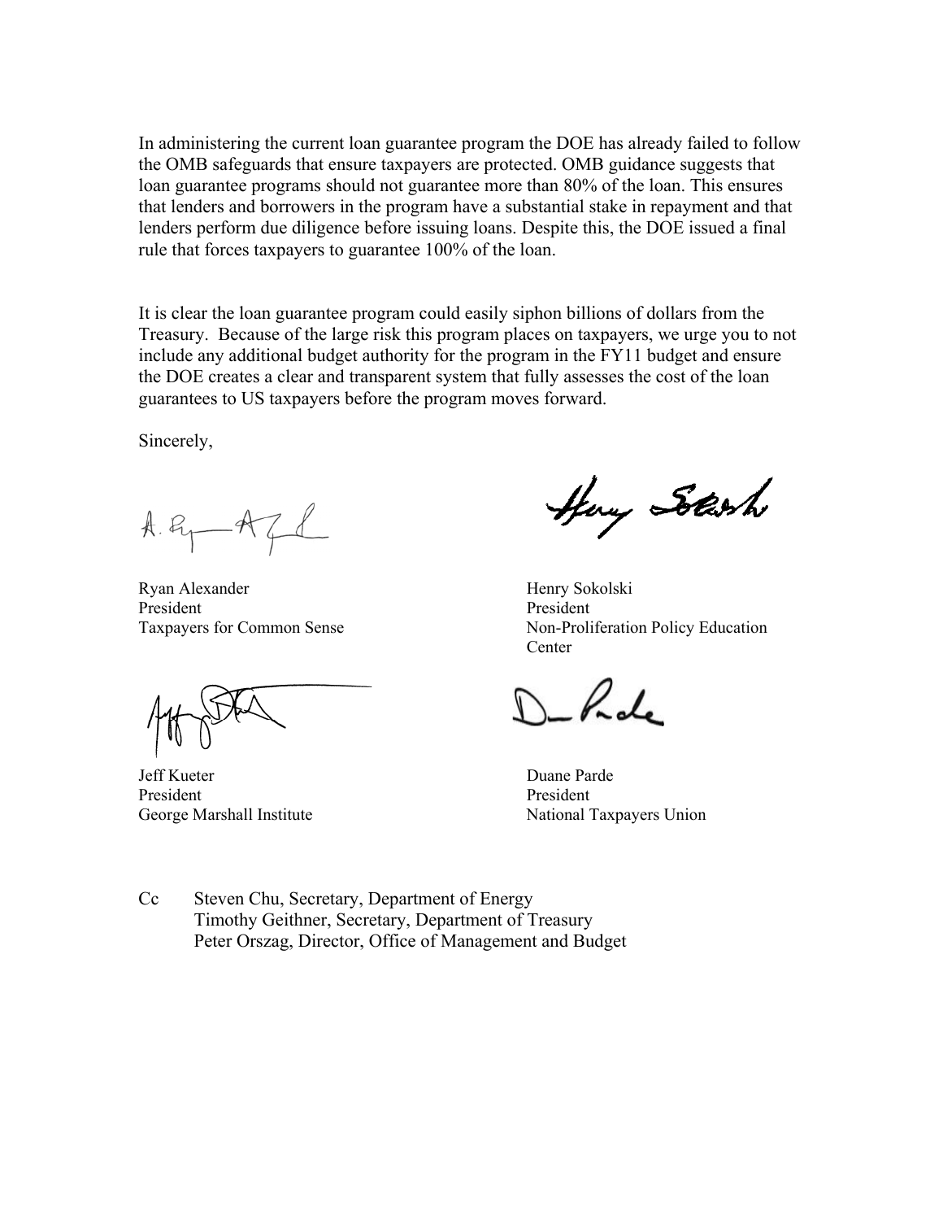In administering the current loan guarantee program the DOE has already failed to follow the OMB safeguards that ensure taxpayers are protected. OMB guidance suggests that loan guarantee programs should not guarantee more than 80% of the loan. This ensures that lenders and borrowers in the program have a substantial stake in repayment and that lenders perform due diligence before issuing loans. Despite this, the DOE issued a final rule that forces taxpayers to guarantee 100% of the loan.

It is clear the loan guarantee program could easily siphon billions of dollars from the Treasury. Because of the large risk this program places on taxpayers, we urge you to not include any additional budget authority for the program in the FY11 budget and ensure the DOE creates a clear and transparent system that fully assesses the cost of the loan guarantees to US taxpayers before the program moves forward.

Sincerely,

Ryan Alexander
President
Taxpayers for Common Sense

Henry Sokolski
President
Non-Proliferation Policy Education Center

Jeff Kueter
President
George Marshall Institute

Duane Parde
President
National Taxpayers Union

Cc Steven Chu, Secretary, Department of Energy
Timothy Geithner, Secretary, Department of Treasury
Peter Orszag, Director, Office of Management and Budget